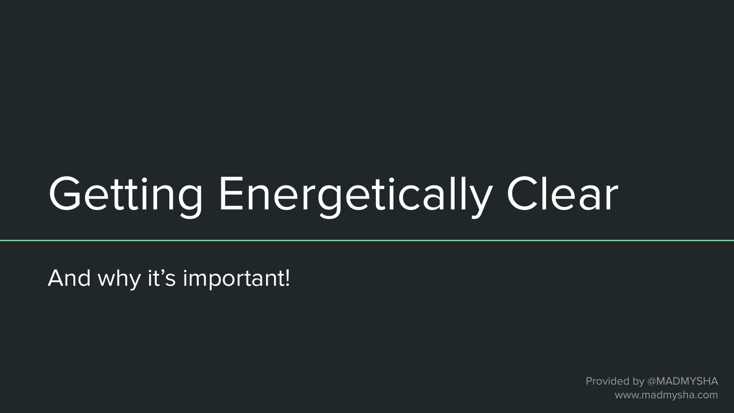# Getting Energetically Clear

And why it's important!

Provided by @MADMYSHA
www.madmysha.com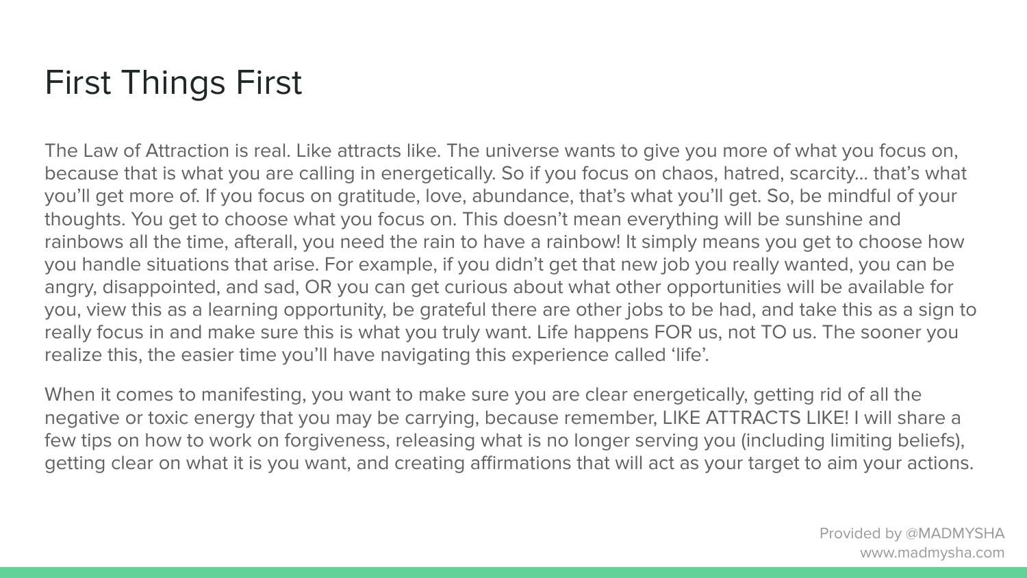# First Things First

The Law of Attraction is real. Like attracts like. The universe wants to give you more of what you focus on, because that is what you are calling in energetically. So if you focus on chaos, hatred, scarcity… that's what you'll get more of. If you focus on gratitude, love, abundance, that's what you'll get. So, be mindful of your thoughts. You get to choose what you focus on. This doesn't mean everything will be sunshine and rainbows all the time, afterall, you need the rain to have a rainbow! It simply means you get to choose how you handle situations that arise. For example, if you didn't get that new job you really wanted, you can be angry, disappointed, and sad, OR you can get curious about what other opportunities will be available for you, view this as a learning opportunity, be grateful there are other jobs to be had, and take this as a sign to really focus in and make sure this is what you truly want. Life happens FOR us, not TO us. The sooner you realize this, the easier time you'll have navigating this experience called 'life'.

When it comes to manifesting, you want to make sure you are clear energetically, getting rid of all the negative or toxic energy that you may be carrying, because remember, LIKE ATTRACTS LIKE! I will share a few tips on how to work on forgiveness, releasing what is no longer serving you (including limiting beliefs), getting clear on what it is you want, and creating affirmations that will act as your target to aim your actions.

Provided by @MADMYSHA
www.madmysha.com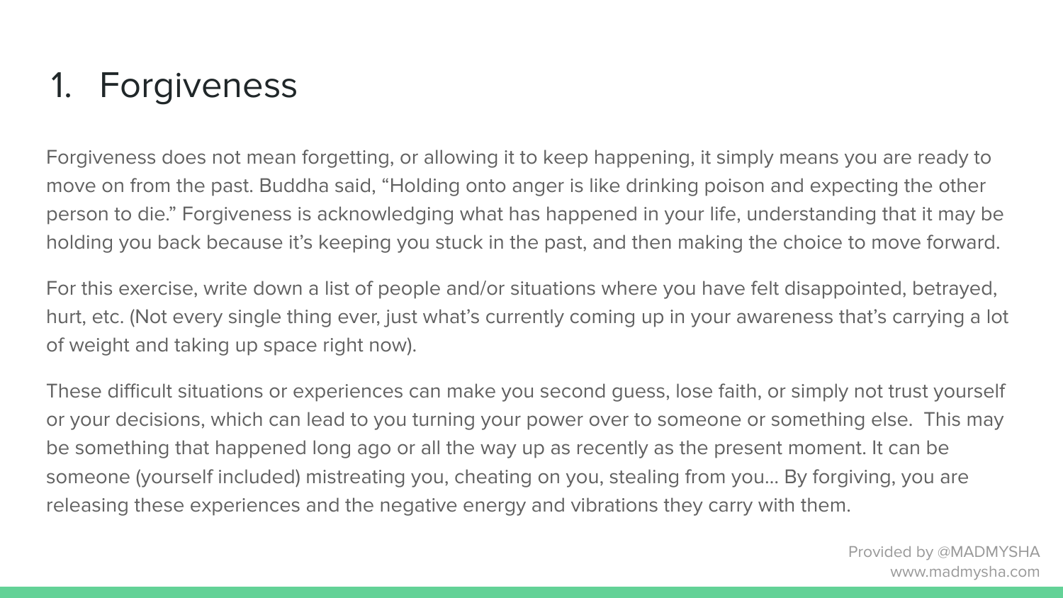# 1. Forgiveness

Forgiveness does not mean forgetting, or allowing it to keep happening, it simply means you are ready to move on from the past. Buddha said, "Holding onto anger is like drinking poison and expecting the other person to die." Forgiveness is acknowledging what has happened in your life, understanding that it may be holding you back because it's keeping you stuck in the past, and then making the choice to move forward.

For this exercise, write down a list of people and/or situations where you have felt disappointed, betrayed, hurt, etc. (Not every single thing ever, just what's currently coming up in your awareness that's carrying a lot of weight and taking up space right now).

These difficult situations or experiences can make you second guess, lose faith, or simply not trust yourself or your decisions, which can lead to you turning your power over to someone or something else. This may be something that happened long ago or all the way up as recently as the present moment. It can be someone (yourself included) mistreating you, cheating on you, stealing from you... By forgiving, you are releasing these experiences and the negative energy and vibrations they carry with them.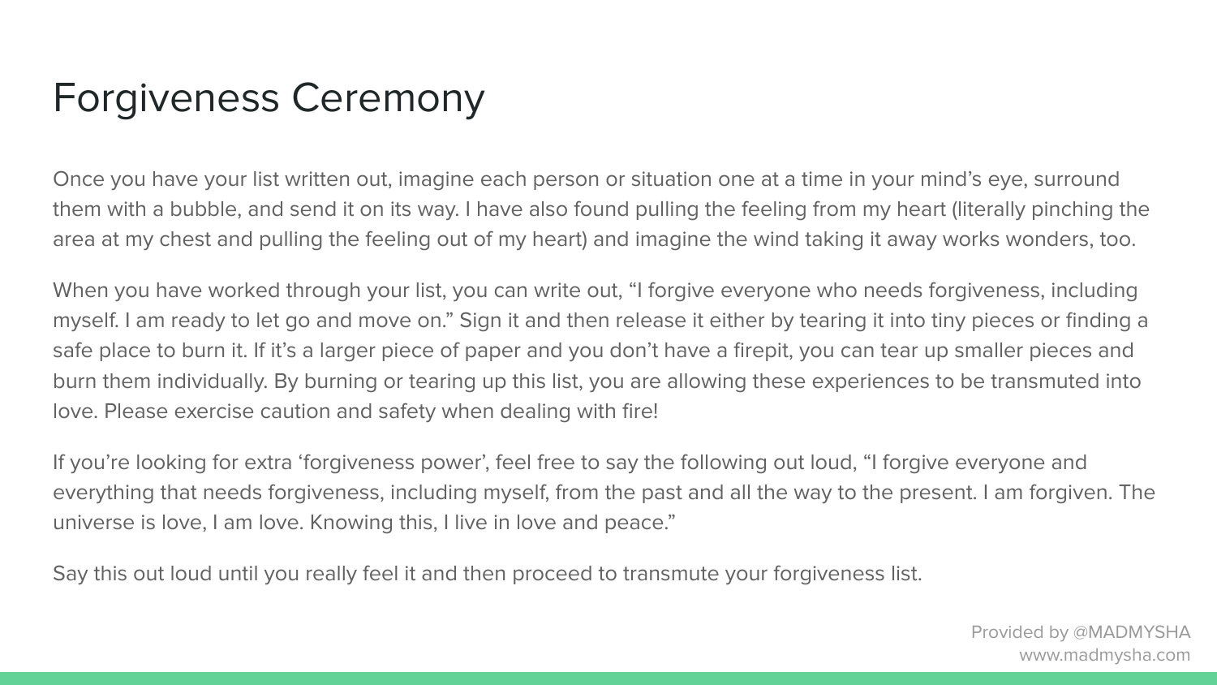# Forgiveness Ceremony

Once you have your list written out, imagine each person or situation one at a time in your mind's eye, surround them with a bubble, and send it on its way. I have also found pulling the feeling from my heart (literally pinching the area at my chest and pulling the feeling out of my heart) and imagine the wind taking it away works wonders, too.

When you have worked through your list, you can write out, "I forgive everyone who needs forgiveness, including myself. I am ready to let go and move on." Sign it and then release it either by tearing it into tiny pieces or finding a safe place to burn it. If it's a larger piece of paper and you don't have a firepit, you can tear up smaller pieces and burn them individually. By burning or tearing up this list, you are allowing these experiences to be transmuted into love. Please exercise caution and safety when dealing with fire!

If you're looking for extra 'forgiveness power', feel free to say the following out loud, "I forgive everyone and everything that needs forgiveness, including myself, from the past and all the way to the present. I am forgiven. The universe is love, I am love. Knowing this, I live in love and peace."

Say this out loud until you really feel it and then proceed to transmute your forgiveness list.

Provided by @MADMYSHA
www.madmysha.com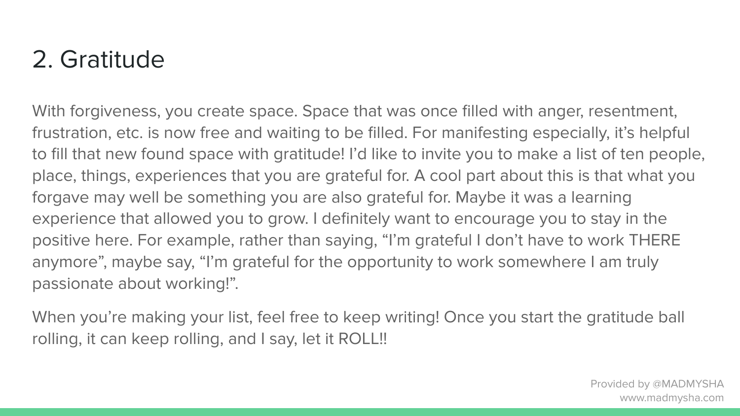## 2. Gratitude

With forgiveness, you create space. Space that was once filled with anger, resentment, frustration, etc. is now free and waiting to be filled. For manifesting especially, it's helpful to fill that new found space with gratitude! I'd like to invite you to make a list of ten people, place, things, experiences that you are grateful for. A cool part about this is that what you forgave may well be something you are also grateful for. Maybe it was a learning experience that allowed you to grow. I definitely want to encourage you to stay in the positive here. For example, rather than saying, "I'm grateful I don't have to work THERE anymore", maybe say, "I'm grateful for the opportunity to work somewhere I am truly passionate about working!".

When you're making your list, feel free to keep writing! Once you start the gratitude ball rolling, it can keep rolling, and I say, let it ROLL!!

Provided by @MADMYSHA
www.madmysha.com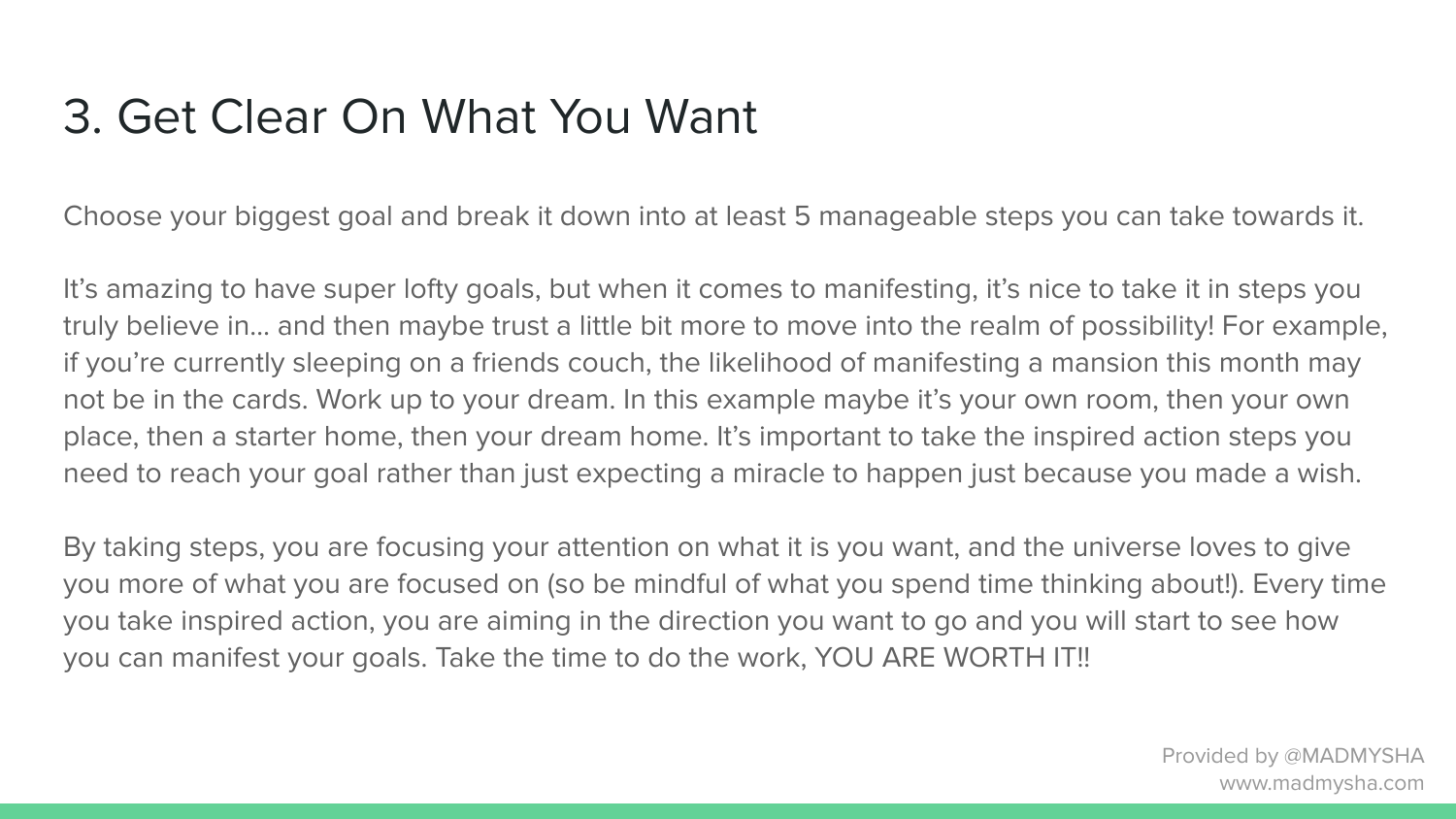# 3. Get Clear On What You Want

Choose your biggest goal and break it down into at least 5 manageable steps you can take towards it.

It's amazing to have super lofty goals, but when it comes to manifesting, it's nice to take it in steps you truly believe in... and then maybe trust a little bit more to move into the realm of possibility! For example, if you're currently sleeping on a friends couch, the likelihood of manifesting a mansion this month may not be in the cards. Work up to your dream. In this example maybe it's your own room, then your own place, then a starter home, then your dream home. It's important to take the inspired action steps you need to reach your goal rather than just expecting a miracle to happen just because you made a wish.

By taking steps, you are focusing your attention on what it is you want, and the universe loves to give you more of what you are focused on (so be mindful of what you spend time thinking about!). Every time you take inspired action, you are aiming in the direction you want to go and you will start to see how you can manifest your goals. Take the time to do the work, YOU ARE WORTH IT!!

Provided by @MADMYSHA
www.madmysha.com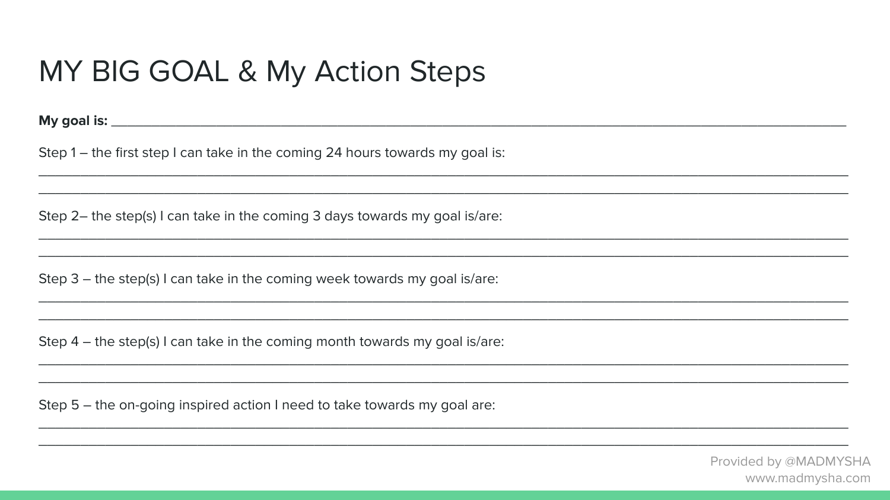# MY BIG GOAL & My Action Steps

**My goal is:** ______________________________________________________________________________

Step 1 – the first step I can take in the coming 24 hours towards my goal is:

______________________________________________________________________________

______________________________________________________________________________

Step 2– the step(s) I can take in the coming 3 days towards my goal is/are:

______________________________________________________________________________

______________________________________________________________________________

Step 3 – the step(s) I can take in the coming week towards my goal is/are:

______________________________________________________________________________

______________________________________________________________________________

Step 4 – the step(s) I can take in the coming month towards my goal is/are:

______________________________________________________________________________

______________________________________________________________________________

Step 5 – the on-going inspired action I need to take towards my goal are:

______________________________________________________________________________

______________________________________________________________________________

Provided by @MADMYSHA
www.madmysha.com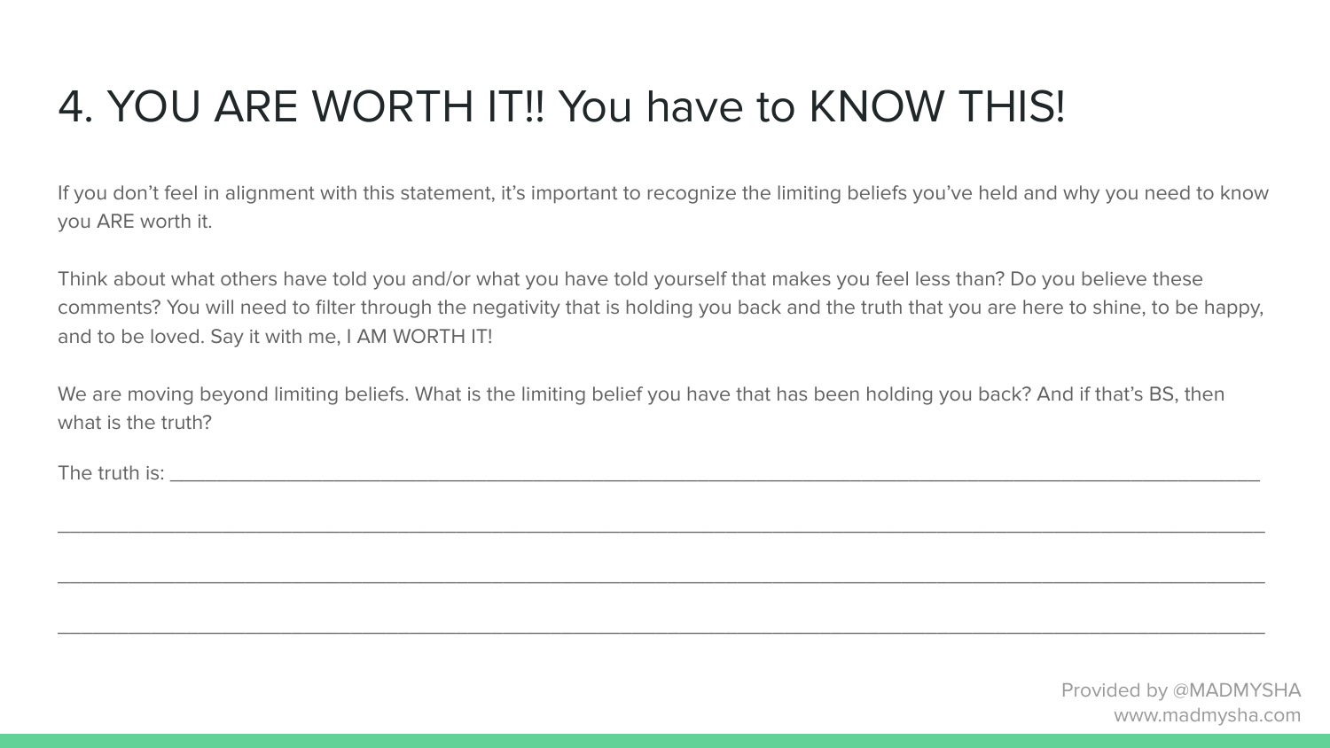# 4. YOU ARE WORTH IT!! You have to KNOW THIS!

If you don't feel in alignment with this statement, it's important to recognize the limiting beliefs you've held and why you need to know you ARE worth it.

Think about what others have told you and/or what you have told yourself that makes you feel less than? Do you believe these comments? You will need to filter through the negativity that is holding you back and the truth that you are here to shine, to be happy, and to be loved. Say it with me, I AM WORTH IT!

We are moving beyond limiting beliefs. What is the limiting belief you have that has been holding you back? And if that's BS, then what is the truth?

The truth is: ______________________________________________________________________________________

______________________________________________________________________________________________

______________________________________________________________________________________________

______________________________________________________________________________________________

Provided by @MADMYSHA
www.madmysha.com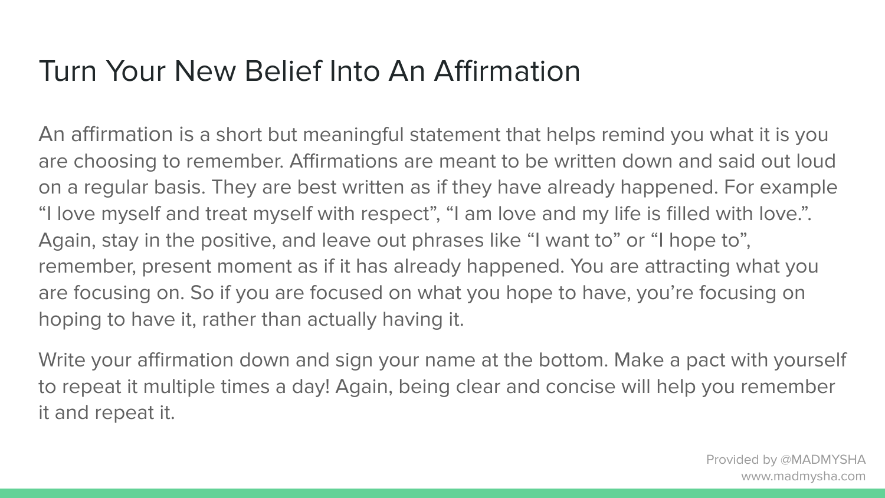# Turn Your New Belief Into An Affirmation

An affirmation is a short but meaningful statement that helps remind you what it is you are choosing to remember. Affirmations are meant to be written down and said out loud on a regular basis. They are best written as if they have already happened. For example “I love myself and treat myself with respect”, “I am love and my life is filled with love.”. Again, stay in the positive, and leave out phrases like “I want to” or “I hope to”, remember, present moment as if it has already happened. You are attracting what you are focusing on. So if you are focused on what you hope to have, you’re focusing on hoping to have it, rather than actually having it.

Write your affirmation down and sign your name at the bottom. Make a pact with yourself to repeat it multiple times a day! Again, being clear and concise will help you remember it and repeat it.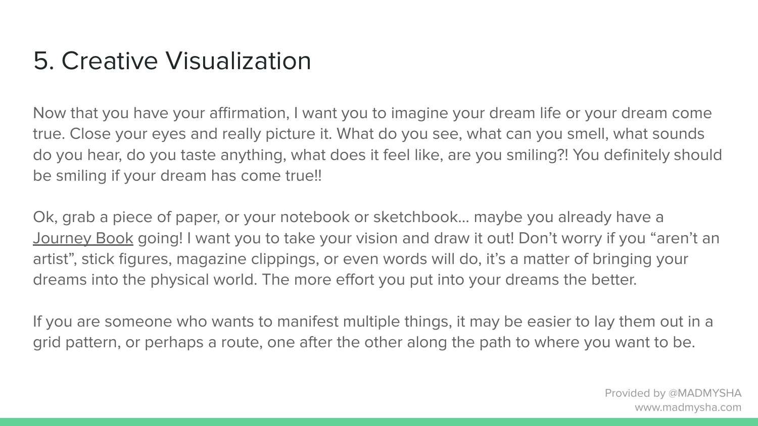# 5. Creative Visualization

Now that you have your affirmation, I want you to imagine your dream life or your dream come true. Close your eyes and really picture it. What do you see, what can you smell, what sounds do you hear, do you taste anything, what does it feel like, are you smiling?! You definitely should be smiling if your dream has come true!!

Ok, grab a piece of paper, or your notebook or sketchbook... maybe you already have a Journey Book going! I want you to take your vision and draw it out! Don't worry if you "aren't an artist", stick figures, magazine clippings, or even words will do, it's a matter of bringing your dreams into the physical world. The more effort you put into your dreams the better.

If you are someone who wants to manifest multiple things, it may be easier to lay them out in a grid pattern, or perhaps a route, one after the other along the path to where you want to be.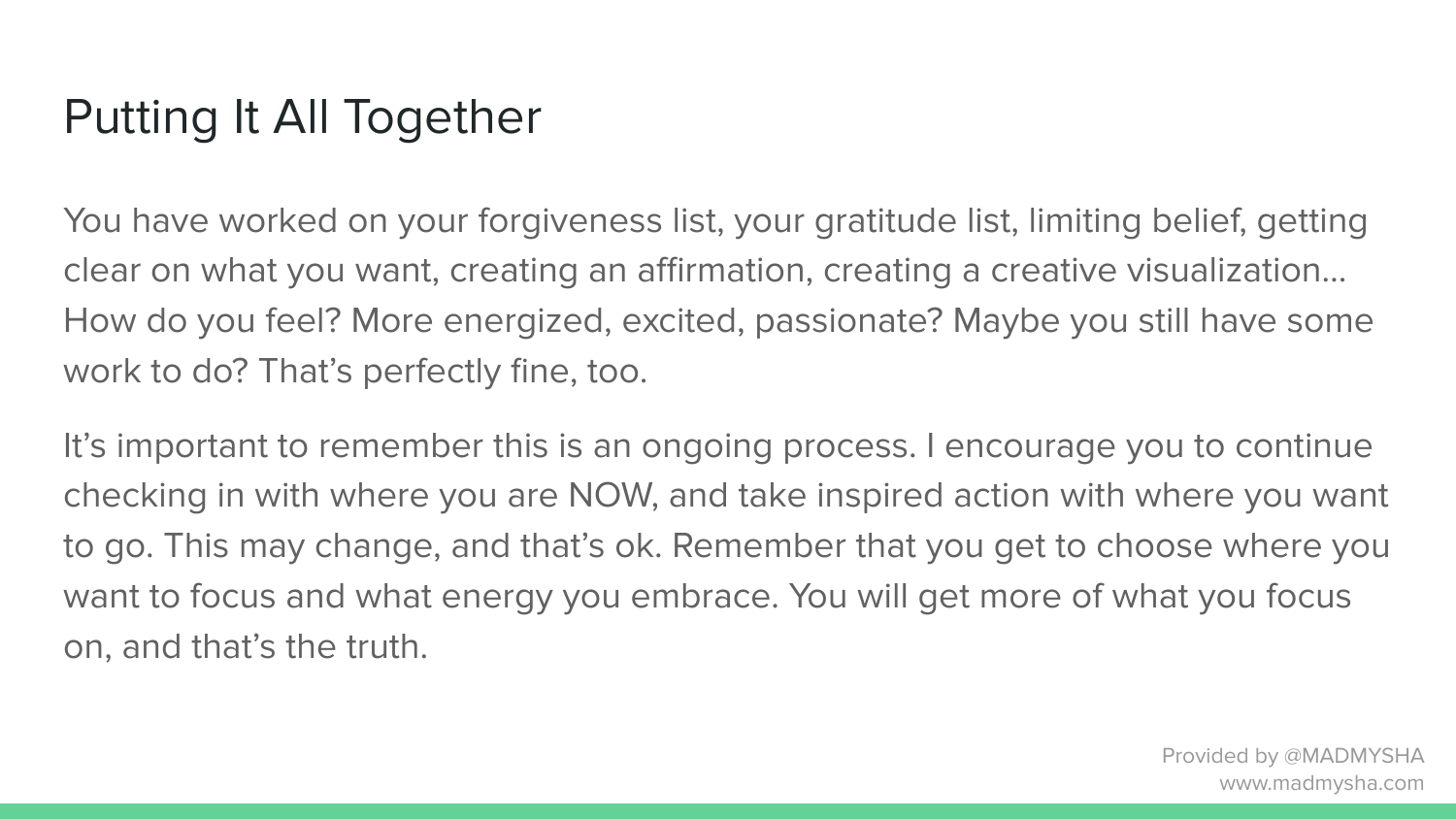# Putting It All Together

You have worked on your forgiveness list, your gratitude list, limiting belief, getting clear on what you want, creating an affirmation, creating a creative visualization… How do you feel? More energized, excited, passionate? Maybe you still have some work to do? That's perfectly fine, too.

It's important to remember this is an ongoing process. I encourage you to continue checking in with where you are NOW, and take inspired action with where you want to go. This may change, and that's ok. Remember that you get to choose where you want to focus and what energy you embrace. You will get more of what you focus on, and that's the truth.

Provided by @MADMYSHA
www.madmysha.com